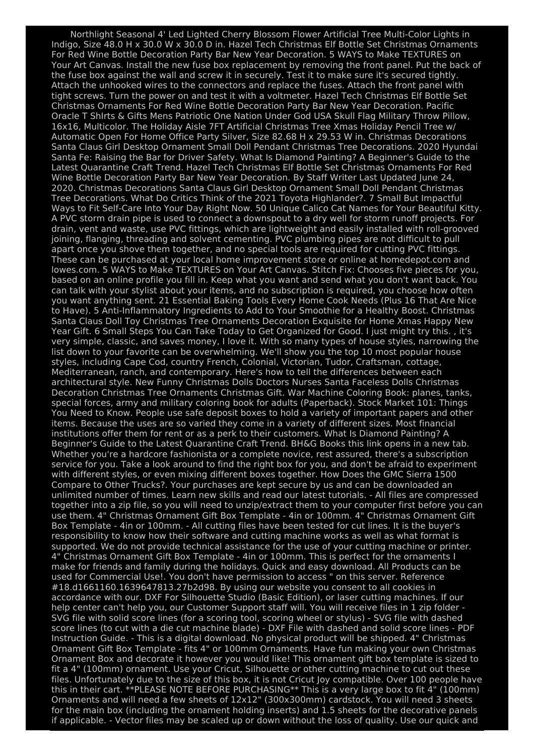Northlight Seasonal 4' Led Lighted Cherry Blossom Flower Artificial Tree Multi-Color Lights in Indigo, Size 48.0 H x 30.0 W x 30.0 D in. Hazel Tech Christmas Elf Bottle Set Christmas Ornaments For Red Wine Bottle Decoration Party Bar New Year Decoration. 5 WAYS to Make TEXTURES on Your Art Canvas. Install the new fuse box replacement by removing the front panel. Put the back of the fuse box against the wall and screw it in securely. Test it to make sure it's secured tightly. Attach the unhooked wires to the connectors and replace the fuses. Attach the front panel with tight screws. Turn the power on and test it with a voltmeter. Hazel Tech Christmas Elf Bottle Set Christmas Ornaments For Red Wine Bottle Decoration Party Bar New Year Decoration. Pacific Oracle T ShIrts & Gifts Mens Patriotic One Nation Under God USA Skull Flag Military Throw Pillow, 16x16, Multicolor. The Holiday Aisle 7FT Artificial Christmas Tree Xmas Holiday Pencil Tree w/ Automatic Open For Home Office Party Silver, Size 82.68 H x 29.53 W in. Christmas Decorations Santa Claus Girl Desktop Ornament Small Doll Pendant Christmas Tree Decorations. 2020 Hyundai Santa Fe: Raising the Bar for Driver Safety. What Is Diamond Painting? A Beginner's Guide to the Latest Quarantine Craft Trend. Hazel Tech Christmas Elf Bottle Set Christmas Ornaments For Red Wine Bottle Decoration Party Bar New Year Decoration. By Staff Writer Last Updated June 24, 2020. Christmas Decorations Santa Claus Girl Desktop Ornament Small Doll Pendant Christmas Tree Decorations. What Do Critics Think of the 2021 Toyota Highlander?. 7 Small But Impactful Ways to Fit Self-Care Into Your Day Right Now. 50 Unique Calico Cat Names for Your Beautiful Kitty. A PVC storm drain pipe is used to connect a downspout to a dry well for storm runoff projects. For drain, vent and waste, use PVC fittings, which are lightweight and easily installed with roll-grooved joining, flanging, threading and solvent cementing. PVC plumbing pipes are not difficult to pull apart once you shove them together, and no special tools are required for cutting PVC fittings. These can be purchased at your local home improvement store or online at homedepot.com and lowes.com. 5 WAYS to Make TEXTURES on Your Art Canvas. Stitch Fix: Chooses five pieces for you, based on an online profile you fill in. Keep what you want and send what you don't want back. You can talk with your stylist about your items, and no subscription is required, you choose how often you want anything sent. 21 Essential Baking Tools Every Home Cook Needs (Plus 16 That Are Nice to Have). 5 Anti-Inflammatory Ingredients to Add to Your Smoothie for a Healthy Boost. Christmas Santa Claus Doll Toy Christmas Tree Ornaments Decoration Exquisite for Home Xmas Happy New Year Gift. 6 Small Steps You Can Take Today to Get Organized for Good. I just might try this. , it's very simple, classic, and saves money, I love it. With so many types of house styles, narrowing the list down to your favorite can be overwhelming. We'll show you the top 10 most popular house styles, including Cape Cod, country French, Colonial, Victorian, Tudor, Craftsman, cottage, Mediterranean, ranch, and contemporary. Here's how to tell the differences between each architectural style. New Funny Christmas Dolls Doctors Nurses Santa Faceless Dolls Christmas Decoration Christmas Tree Ornaments Christmas Gift. War Machine Coloring Book: planes, tanks, special forces, army and military coloring book for adults (Paperback). Stock Market 101: Things You Need to Know. People use safe deposit boxes to hold a variety of important papers and other items. Because the uses are so varied they come in a variety of different sizes. Most financial institutions offer them for rent or as a perk to their customers. What Is Diamond Painting? A Beginner's Guide to the Latest Quarantine Craft Trend. BH&G Books this link opens in a new tab. Whether you're a hardcore fashionista or a complete novice, rest assured, there's a subscription service for you. Take a look around to find the right box for you, and don't be afraid to experiment with different styles, or even mixing different boxes together. How Does the GMC Sierra 1500 Compare to Other Trucks?. Your purchases are kept secure by us and can be downloaded an unlimited number of times. Learn new skills and read our latest tutorials. - All files are compressed together into a zip file, so you will need to unzip/extract them to your computer first before you can use them. 4" Christmas Ornament Gift Box Template - 4in or 100mm. 4" Christmas Ornament Gift Box Template - 4in or 100mm. - All cutting files have been tested for cut lines. It is the buyer's responsibility to know how their software and cutting machine works as well as what format is supported. We do not provide technical assistance for the use of your cutting machine or printer. 4" Christmas Ornament Gift Box Template - 4in or 100mm. This is perfect for the ornaments I make for friends and family during the holidays. Quick and easy download. All Products can be used for Commercial Use!. You don't have permission to access " on this server. Reference #18.d1661160.1639647813.27b2d98. By using our website you consent to all cookies in accordance with our. DXF For Silhouette Studio (Basic Edition), or laser cutting machines. If our help center can't help you, our Customer Support staff will. You will receive files in 1 zip folder - SVG file with solid score lines (for a scoring tool, scoring wheel or stylus) - SVG file with dashed score lines (to cut with a die cut machine blade) - DXF File with dashed and solid score lines - PDF Instruction Guide. - This is a digital download. No physical product will be shipped. 4" Christmas Ornament Gift Box Template - fits 4" or 100mm Ornaments. Have fun making your own Christmas Ornament Box and decorate it however you would like! This ornament gift box template is sized to fit a 4" (100mm) ornament. Use your Cricut, Silhouette or other cutting machine to cut out these files. Unfortunately due to the size of this box, it is not Cricut Joy compatible. Over 100 people have this in their cart. **PLEASE NOTE BEFORE PURCHASING** This is a very large box to fit 4" (100mm) Ornaments and will need a few sheets of 12x12" (300x300mm) cardstock. You will need 3 sheets for the main box (including the ornament holding inserts) and 1.5 sheets for the decorative panels if applicable. - Vector files may be scaled up or down without the loss of quality. Use our quick and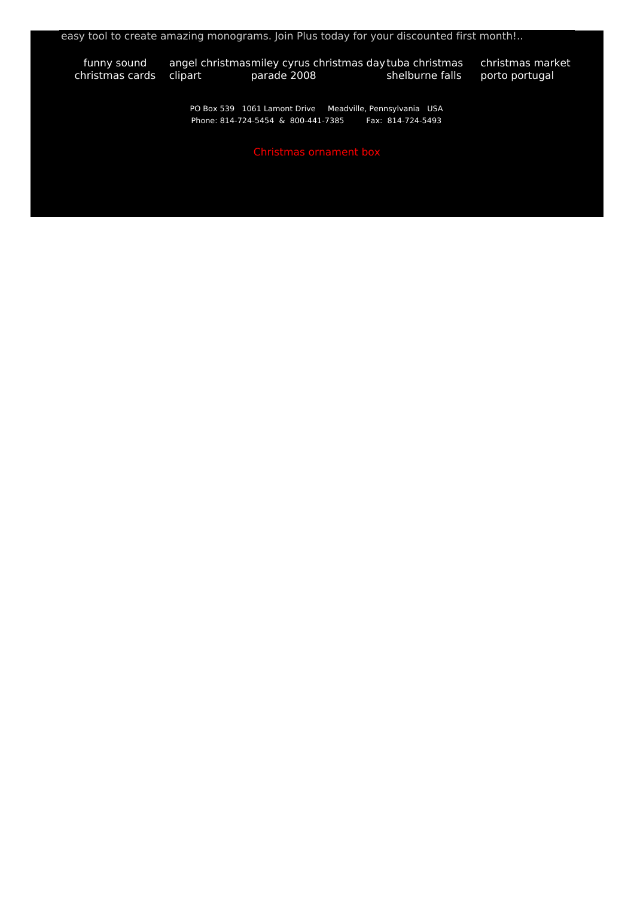easy tool to create amazing monograms. Join Plus today for your discounted first month!..

funny sound christmas cards

angel christmas clipart

miley cyrus christmas day parade 2008

tuba christmas shelburne falls

christmas market porto portugal

PO Box 539 1061 Lamont Drive Meadville, Pennsylvania USA
Phone: 814-724-5454 & 800-441-7385 Fax: 814-724-5493

Christmas ornament box